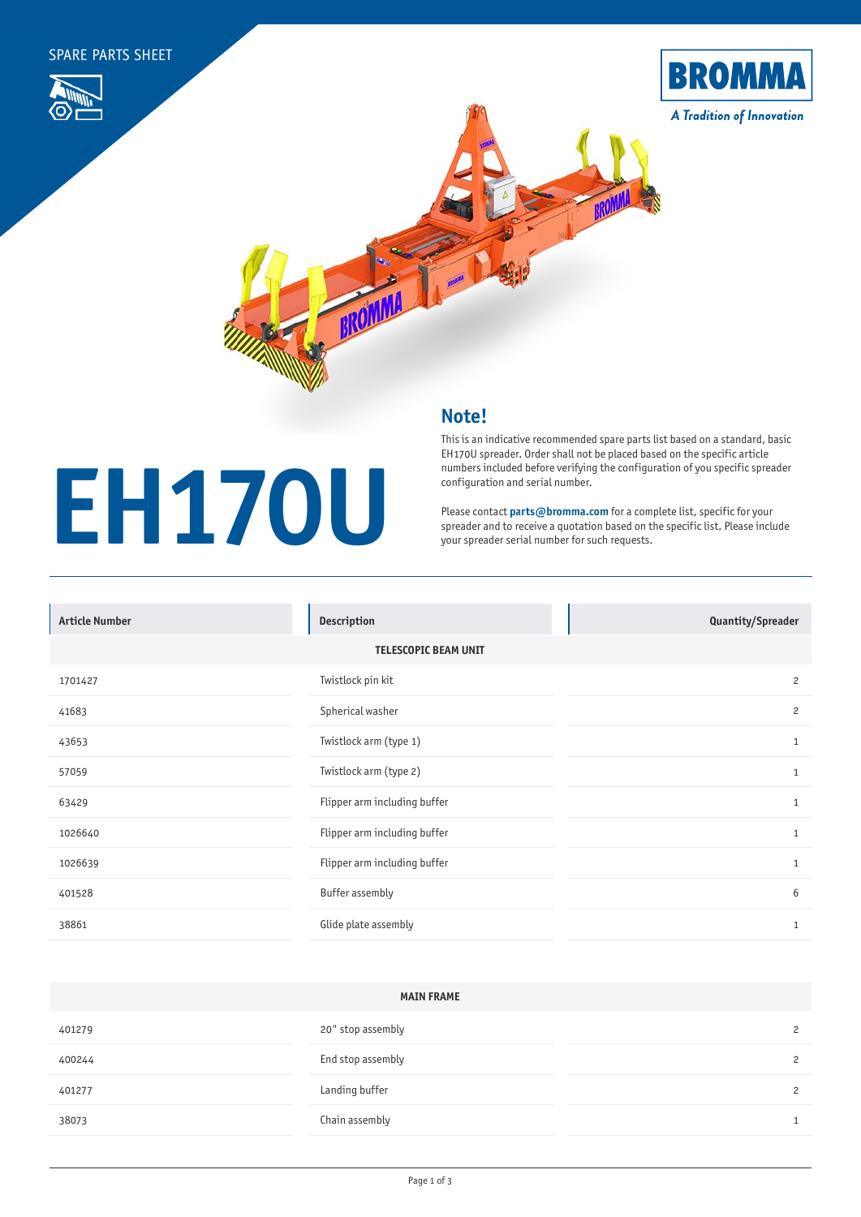SPARE PARTS SHEET

BROMMA

*A Tradition of Innovation*

# EH170U

## Note!

This is an indicative recommended spare parts list based on a standard, basic EH170U spreader. Order shall not be placed based on the specific article numbers included before verifying the configuration of you specific spreader configuration and serial number.

Please contact **parts@bromma.com** for a complete list, specific for your spreader and to receive a quotation based on the specific list. Please include your spreader serial number for such requests.

| Article Number | Description | Quantity/Spreader |
|---|---|---|
| | **TELESCOPIC BEAM UNIT** | |
| 1701427 | Twistlock pin kit | 2 |
| 41683 | Spherical washer | 2 |
| 43653 | Twistlock arm (type 1) | 1 |
| 57059 | Twistlock arm (type 2) | 1 |
| 63429 | Flipper arm including buffer | 1 |
| 1026640 | Flipper arm including buffer | 1 |
| 1026639 | Flipper arm including buffer | 1 |
| 401528 | Buffer assembly | 6 |
| 38861 | Glide plate assembly | 1 |
| | **MAIN FRAME** | |
| 401279 | 20" stop assembly | 2 |
| 400244 | End stop assembly | 2 |
| 401277 | Landing buffer | 2 |
| 38073 | Chain assembly | 1 |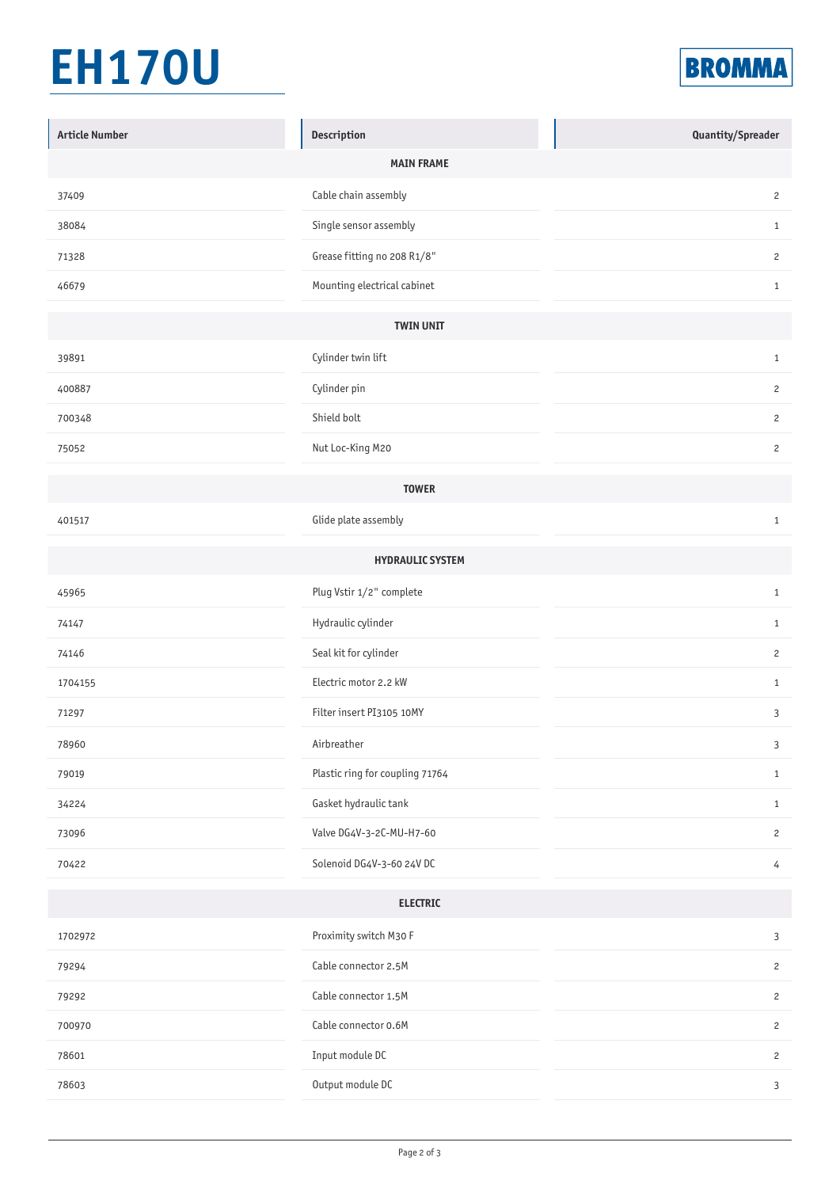# EH170U

BROMMA

| Article Number | Description | Quantity/Spreader |
|---|---|---|
| **MAIN FRAME** | | |
| 37409 | Cable chain assembly | 2 |
| 38084 | Single sensor assembly | 1 |
| 71328 | Grease fitting no 208 R1/8" | 2 |
| 46679 | Mounting electrical cabinet | 1 |
| **TWIN UNIT** | | |
| 39891 | Cylinder twin lift | 1 |
| 400887 | Cylinder pin | 2 |
| 700348 | Shield bolt | 2 |
| 75052 | Nut Loc-King M20 | 2 |
| **TOWER** | | |
| 401517 | Glide plate assembly | 1 |
| **HYDRAULIC SYSTEM** | | |
| 45965 | Plug Vstir 1/2" complete | 1 |
| 74147 | Hydraulic cylinder | 1 |
| 74146 | Seal kit for cylinder | 2 |
| 1704155 | Electric motor 2.2 kW | 1 |
| 71297 | Filter insert PI3105 10MY | 3 |
| 78960 | Airbreather | 3 |
| 79019 | Plastic ring for coupling 71764 | 1 |
| 34224 | Gasket hydraulic tank | 1 |
| 73096 | Valve DG4V-3-2C-MU-H7-60 | 2 |
| 70422 | Solenoid DG4V-3-60 24V DC | 4 |
| **ELECTRIC** | | |
| 1702972 | Proximity switch M30 F | 3 |
| 79294 | Cable connector 2.5M | 2 |
| 79292 | Cable connector 1.5M | 2 |
| 700970 | Cable connector 0.6M | 2 |
| 78601 | Input module DC | 2 |
| 78603 | Output module DC | 3 |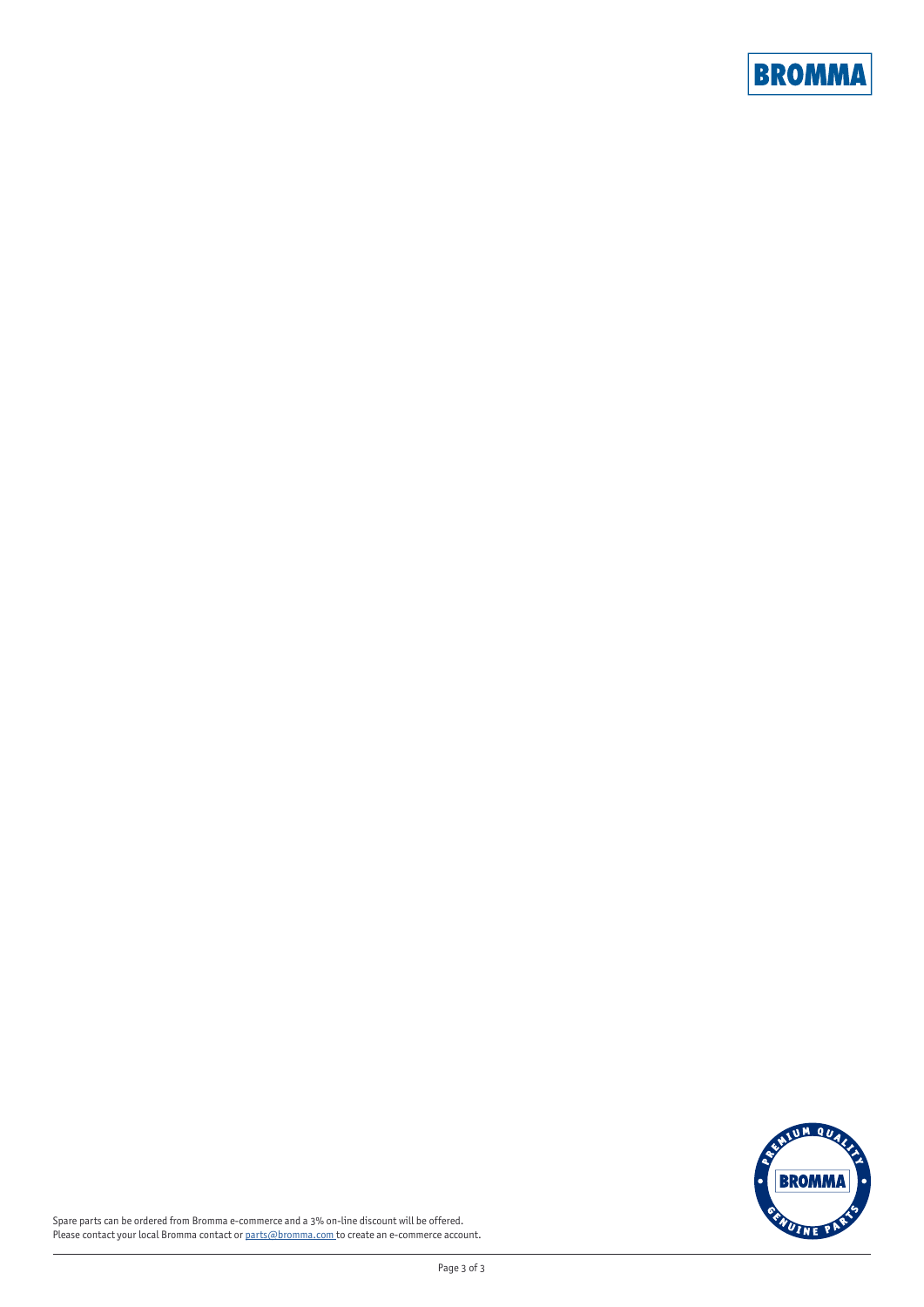Spare parts can be ordered from Bromma e-commerce and a 3% on-line discount will be offered.
Please contact your local Bromma contact or parts@bromma.com to create an e-commerce account.